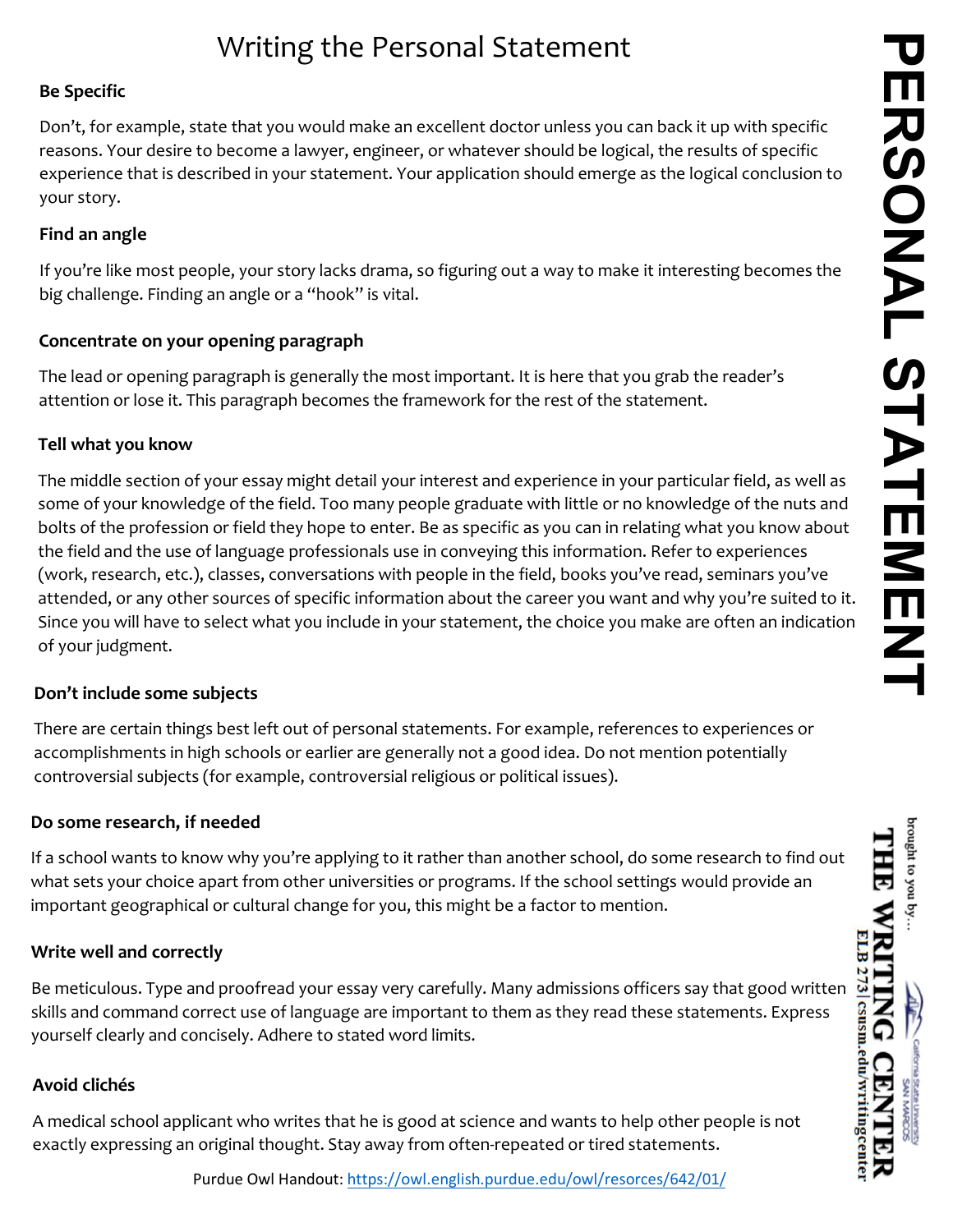# Writing the Personal Statement

**Be Specific**

Don't, for example, state that you would make an excellent doctor unless you can back it up with specific reasons. Your desire to become a lawyer, engineer, or whatever should be logical, the results of specific experience that is described in your statement. Your application should emerge as the logical conclusion to your story.

**Find an angle**

If you're like most people, your story lacks drama, so figuring out a way to make it interesting becomes the big challenge. Finding an angle or a "hook" is vital.

**Concentrate on your opening paragraph**

The lead or opening paragraph is generally the most important. It is here that you grab the reader's attention or lose it. This paragraph becomes the framework for the rest of the statement.

**Tell what you know**

The middle section of your essay might detail your interest and experience in your particular field, as well as some of your knowledge of the field. Too many people graduate with little or no knowledge of the nuts and bolts of the profession or field they hope to enter. Be as specific as you can in relating what you know about the field and the use of language professionals use in conveying this information. Refer to experiences (work, research, etc.), classes, conversations with people in the field, books you've read, seminars you've attended, or any other sources of specific information about the career you want and why you're suited to it. Since you will have to select what you include in your statement, the choice you make are often an indication of your judgment.

**Don't include some subjects**

There are certain things best left out of personal statements. For example, references to experiences or accomplishments in high schools or earlier are generally not a good idea. Do not mention potentially controversial subjects (for example, controversial religious or political issues).

**Do some research, if needed**

If a school wants to know why you're applying to it rather than another school, do some research to find out what sets your choice apart from other universities or programs. If the school settings would provide an important geographical or cultural change for you, this might be a factor to mention.

**Write well and correctly**

Be meticulous. Type and proofread your essay very carefully. Many admissions officers say that good written skills and command correct use of language are important to them as they read these statements. Express yourself clearly and concisely. Adhere to stated word limits.

**Avoid clichés**

A medical school applicant who writes that he is good at science and wants to help other people is not exactly expressing an original thought. Stay away from often-repeated or tired statements.

Purdue Owl Handout: https://owl.english.purdue.edu/owl/resorces/642/01/

PERSONAL STATEMENT

brought to you by...
THE WRITING CENTER
ELB 273 | csusm.edu/writingcenter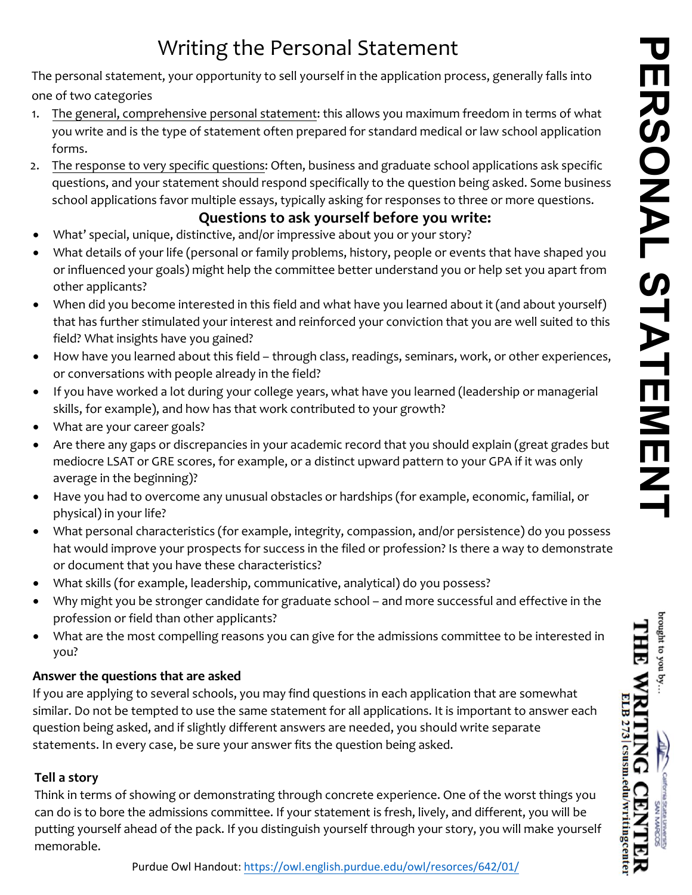# Writing the Personal Statement

The personal statement, your opportunity to sell yourself in the application process, generally falls into one of two categories

1. The general, comprehensive personal statement: this allows you maximum freedom in terms of what you write and is the type of statement often prepared for standard medical or law school application forms.
2. The response to very specific questions: Often, business and graduate school applications ask specific questions, and your statement should respond specifically to the question being asked. Some business school applications favor multiple essays, typically asking for responses to three or more questions.

## Questions to ask yourself before you write:

- What' special, unique, distinctive, and/or impressive about you or your story?
- What details of your life (personal or family problems, history, people or events that have shaped you or influenced your goals) might help the committee better understand you or help set you apart from other applicants?
- When did you become interested in this field and what have you learned about it (and about yourself) that has further stimulated your interest and reinforced your conviction that you are well suited to this field? What insights have you gained?
- How have you learned about this field – through class, readings, seminars, work, or other experiences, or conversations with people already in the field?
- If you have worked a lot during your college years, what have you learned (leadership or managerial skills, for example), and how has that work contributed to your growth?
- What are your career goals?
- Are there any gaps or discrepancies in your academic record that you should explain (great grades but mediocre LSAT or GRE scores, for example, or a distinct upward pattern to your GPA if it was only average in the beginning)?
- Have you had to overcome any unusual obstacles or hardships (for example, economic, familial, or physical) in your life?
- What personal characteristics (for example, integrity, compassion, and/or persistence) do you possess hat would improve your prospects for success in the filed or profession? Is there a way to demonstrate or document that you have these characteristics?
- What skills (for example, leadership, communicative, analytical) do you possess?
- Why might you be stronger candidate for graduate school – and more successful and effective in the profession or field than other applicants?
- What are the most compelling reasons you can give for the admissions committee to be interested in you?

**Answer the questions that are asked**

If you are applying to several schools, you may find questions in each application that are somewhat similar. Do not be tempted to use the same statement for all applications. It is important to answer each question being asked, and if slightly different answers are needed, you should write separate statements. In every case, be sure your answer fits the question being asked.

**Tell a story**

Think in terms of showing or demonstrating through concrete experience. One of the worst things you can do is to bore the admissions committee. If your statement is fresh, lively, and different, you will be putting yourself ahead of the pack. If you distinguish yourself through your story, you will make yourself memorable.

Purdue Owl Handout: https://owl.english.purdue.edu/owl/resorces/642/01/

PERSONAL STATEMENT

brought to you by... THE WRITING CENTER ELB 273 | csusm.edu/writingcenter

California State University SAN MARCOS